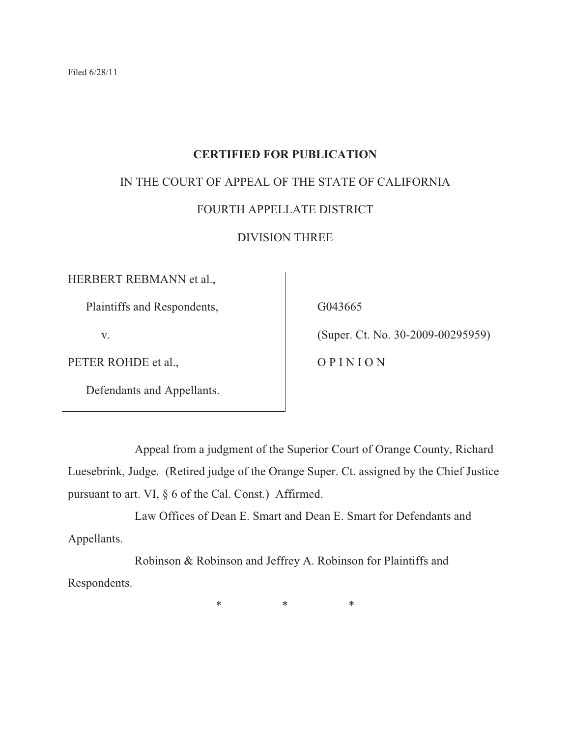Filed 6/28/11

**CERTIFIED FOR PUBLICATION**

IN THE COURT OF APPEAL OF THE STATE OF CALIFORNIA

FOURTH APPELLATE DISTRICT

DIVISION THREE

| | |
|---|---|
| HERBERT REBMANN et al.,<br><br>Plaintiffs and Respondents,<br><br>v.<br><br>PETER ROHDE et al.,<br><br>Defendants and Appellants. | G043665<br><br>(Super. Ct. No. 30-2009-00295959)<br><br>O P I N I O N |

Appeal from a judgment of the Superior Court of Orange County, Richard Luesebrink, Judge. (Retired judge of the Orange Super. Ct. assigned by the Chief Justice pursuant to art. VI, § 6 of the Cal. Const.) Affirmed.

Law Offices of Dean E. Smart and Dean E. Smart for Defendants and Appellants.

Robinson & Robinson and Jeffrey A. Robinson for Plaintiffs and Respondents.

\* \* \*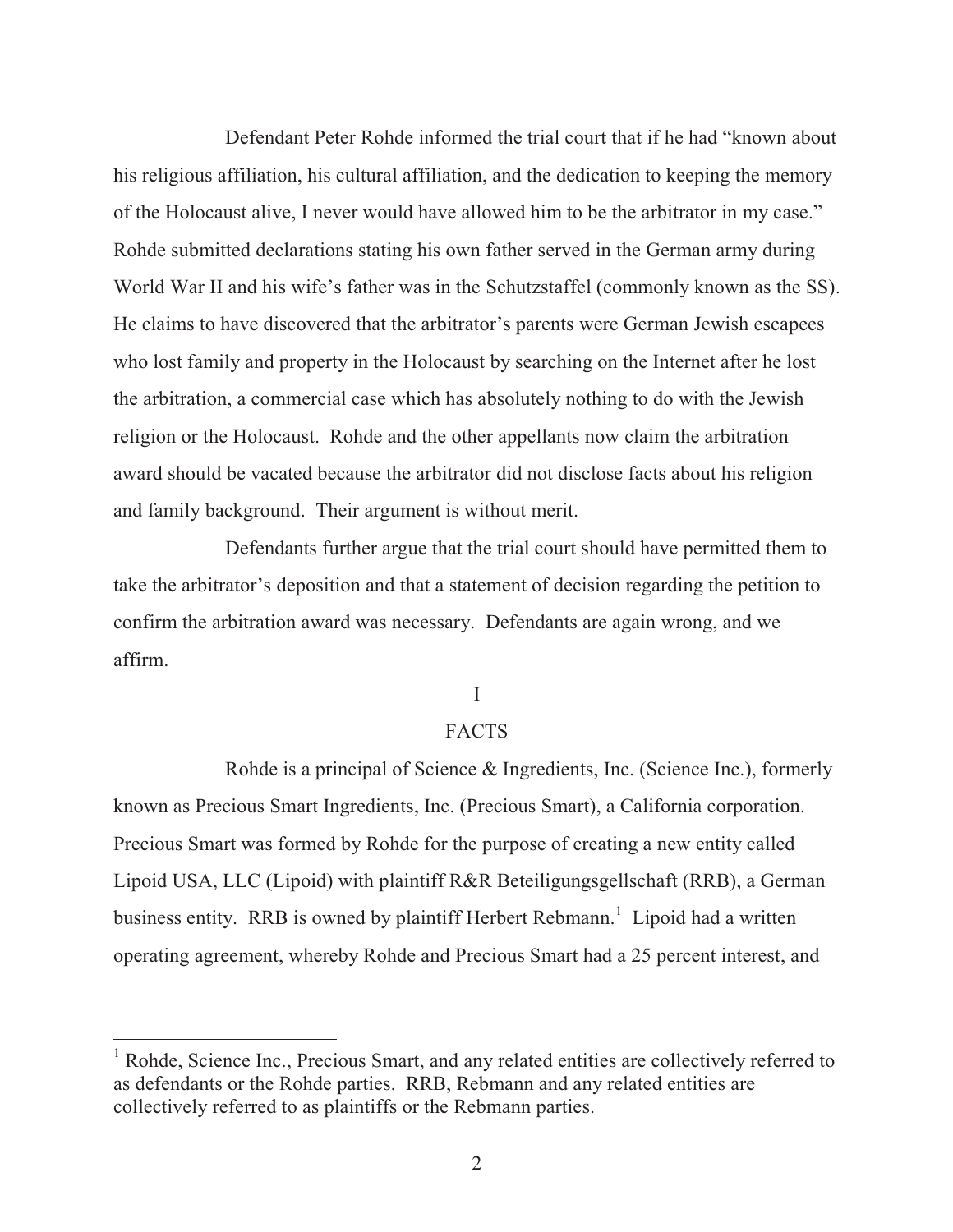Defendant Peter Rohde informed the trial court that if he had "known about his religious affiliation, his cultural affiliation, and the dedication to keeping the memory of the Holocaust alive, I never would have allowed him to be the arbitrator in my case." Rohde submitted declarations stating his own father served in the German army during World War II and his wife's father was in the Schutzstaffel (commonly known as the SS). He claims to have discovered that the arbitrator's parents were German Jewish escapees who lost family and property in the Holocaust by searching on the Internet after he lost the arbitration, a commercial case which has absolutely nothing to do with the Jewish religion or the Holocaust. Rohde and the other appellants now claim the arbitration award should be vacated because the arbitrator did not disclose facts about his religion and family background. Their argument is without merit.

Defendants further argue that the trial court should have permitted them to take the arbitrator's deposition and that a statement of decision regarding the petition to confirm the arbitration award was necessary. Defendants are again wrong, and we affirm.

## I

## FACTS

Rohde is a principal of Science & Ingredients, Inc. (Science Inc.), formerly known as Precious Smart Ingredients, Inc. (Precious Smart), a California corporation. Precious Smart was formed by Rohde for the purpose of creating a new entity called Lipoid USA, LLC (Lipoid) with plaintiff R&R Beteiligungsgellschaft (RRB), a German business entity. RRB is owned by plaintiff Herbert Rebmann.[1] Lipoid had a written operating agreement, whereby Rohde and Precious Smart had a 25 percent interest, and

---

[1] Rohde, Science Inc., Precious Smart, and any related entities are collectively referred to as defendants or the Rohde parties. RRB, Rebmann and any related entities are collectively referred to as plaintiffs or the Rebmann parties.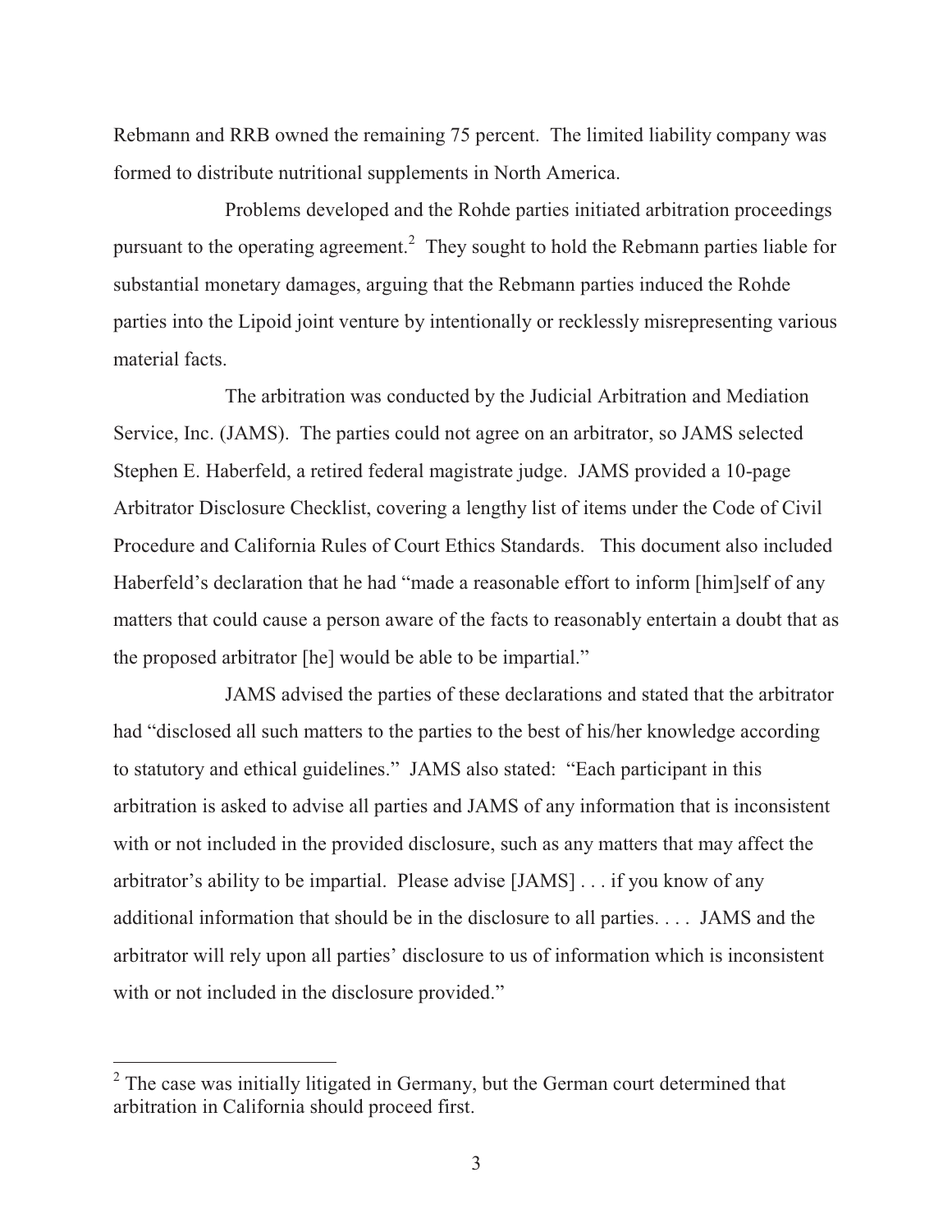Rebmann and RRB owned the remaining 75 percent. The limited liability company was formed to distribute nutritional supplements in North America.

Problems developed and the Rohde parties initiated arbitration proceedings pursuant to the operating agreement.[2] They sought to hold the Rebmann parties liable for substantial monetary damages, arguing that the Rebmann parties induced the Rohde parties into the Lipoid joint venture by intentionally or recklessly misrepresenting various material facts.

The arbitration was conducted by the Judicial Arbitration and Mediation Service, Inc. (JAMS). The parties could not agree on an arbitrator, so JAMS selected Stephen E. Haberfeld, a retired federal magistrate judge. JAMS provided a 10-page Arbitrator Disclosure Checklist, covering a lengthy list of items under the Code of Civil Procedure and California Rules of Court Ethics Standards. This document also included Haberfeld's declaration that he had "made a reasonable effort to inform [him]self of any matters that could cause a person aware of the facts to reasonably entertain a doubt that as the proposed arbitrator [he] would be able to be impartial."

JAMS advised the parties of these declarations and stated that the arbitrator had "disclosed all such matters to the parties to the best of his/her knowledge according to statutory and ethical guidelines." JAMS also stated: "Each participant in this arbitration is asked to advise all parties and JAMS of any information that is inconsistent with or not included in the provided disclosure, such as any matters that may affect the arbitrator's ability to be impartial. Please advise [JAMS] . . . if you know of any additional information that should be in the disclosure to all parties. . . . JAMS and the arbitrator will rely upon all parties' disclosure to us of information which is inconsistent with or not included in the disclosure provided."

---

[2] The case was initially litigated in Germany, but the German court determined that arbitration in California should proceed first.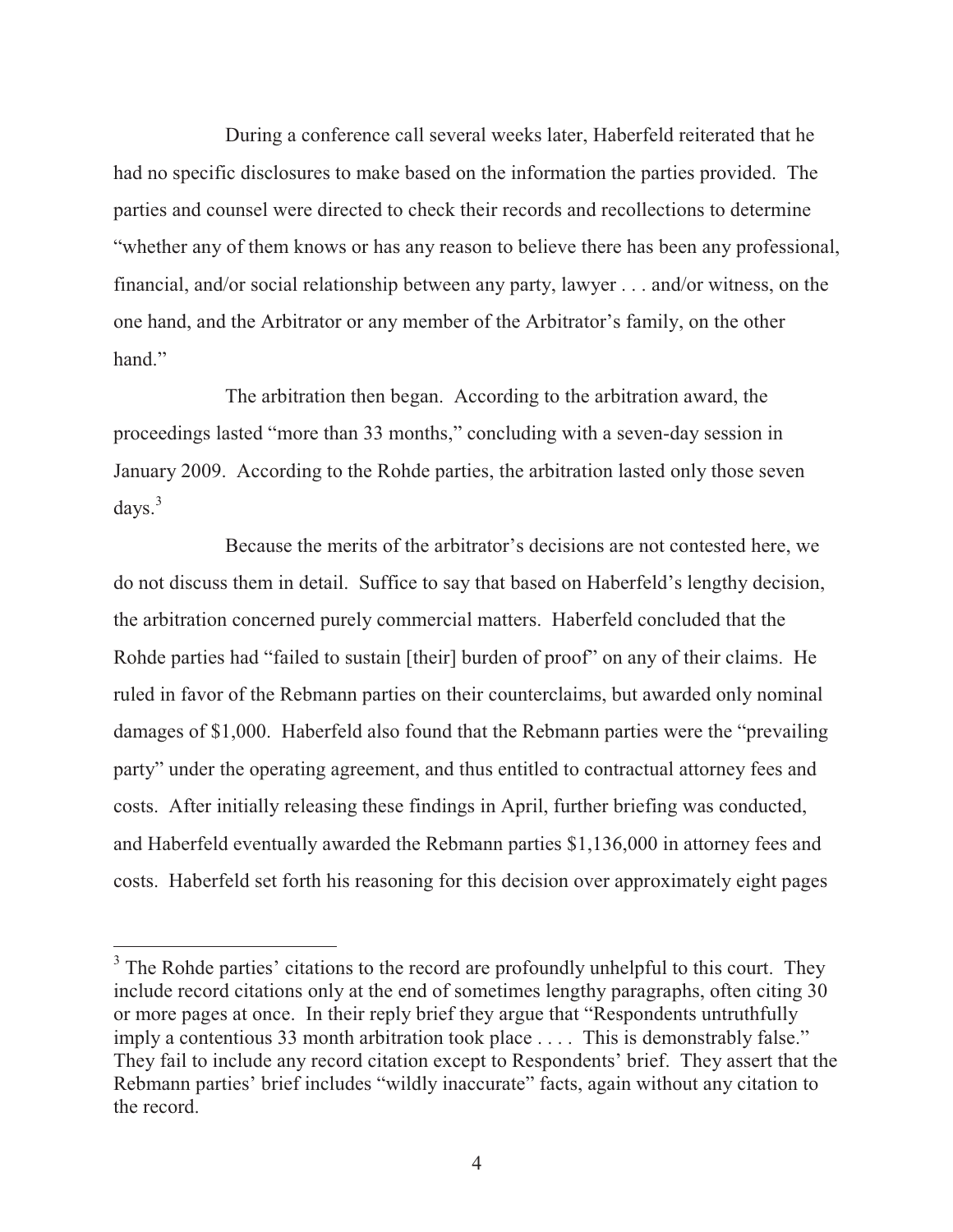During a conference call several weeks later, Haberfeld reiterated that he had no specific disclosures to make based on the information the parties provided. The parties and counsel were directed to check their records and recollections to determine "whether any of them knows or has any reason to believe there has been any professional, financial, and/or social relationship between any party, lawyer . . . and/or witness, on the one hand, and the Arbitrator or any member of the Arbitrator's family, on the other hand."

The arbitration then began. According to the arbitration award, the proceedings lasted "more than 33 months," concluding with a seven-day session in January 2009. According to the Rohde parties, the arbitration lasted only those seven days.[3]

Because the merits of the arbitrator's decisions are not contested here, we do not discuss them in detail. Suffice to say that based on Haberfeld's lengthy decision, the arbitration concerned purely commercial matters. Haberfeld concluded that the Rohde parties had "failed to sustain [their] burden of proof" on any of their claims. He ruled in favor of the Rebmann parties on their counterclaims, but awarded only nominal damages of $1,000. Haberfeld also found that the Rebmann parties were the "prevailing party" under the operating agreement, and thus entitled to contractual attorney fees and costs. After initially releasing these findings in April, further briefing was conducted, and Haberfeld eventually awarded the Rebmann parties $1,136,000 in attorney fees and costs. Haberfeld set forth his reasoning for this decision over approximately eight pages

---

[3] The Rohde parties' citations to the record are profoundly unhelpful to this court. They include record citations only at the end of sometimes lengthy paragraphs, often citing 30 or more pages at once. In their reply brief they argue that "Respondents untruthfully imply a contentious 33 month arbitration took place . . . . This is demonstrably false." They fail to include any record citation except to Respondents' brief. They assert that the Rebmann parties' brief includes "wildly inaccurate" facts, again without any citation to the record.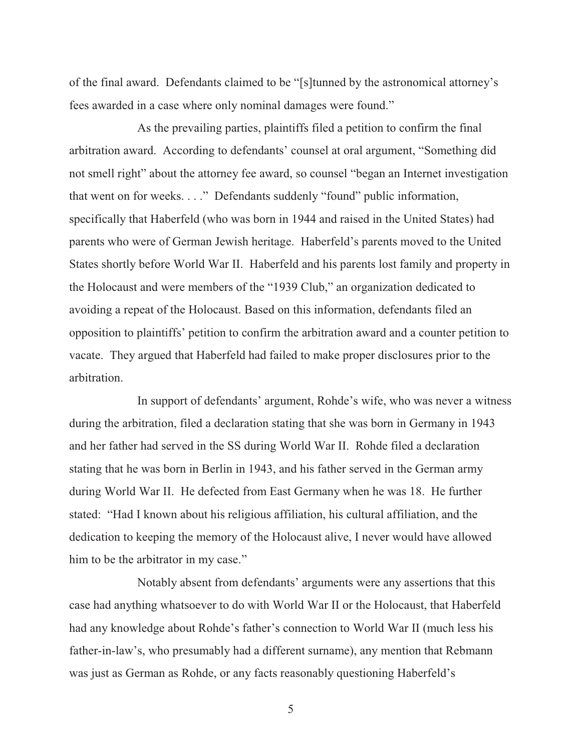of the final award. Defendants claimed to be "[s]tunned by the astronomical attorney's fees awarded in a case where only nominal damages were found."

As the prevailing parties, plaintiffs filed a petition to confirm the final arbitration award. According to defendants' counsel at oral argument, "Something did not smell right" about the attorney fee award, so counsel "began an Internet investigation that went on for weeks. . . ." Defendants suddenly "found" public information, specifically that Haberfeld (who was born in 1944 and raised in the United States) had parents who were of German Jewish heritage. Haberfeld's parents moved to the United States shortly before World War II. Haberfeld and his parents lost family and property in the Holocaust and were members of the "1939 Club," an organization dedicated to avoiding a repeat of the Holocaust. Based on this information, defendants filed an opposition to plaintiffs' petition to confirm the arbitration award and a counter petition to vacate. They argued that Haberfeld had failed to make proper disclosures prior to the arbitration.

In support of defendants' argument, Rohde's wife, who was never a witness during the arbitration, filed a declaration stating that she was born in Germany in 1943 and her father had served in the SS during World War II. Rohde filed a declaration stating that he was born in Berlin in 1943, and his father served in the German army during World War II. He defected from East Germany when he was 18. He further stated: "Had I known about his religious affiliation, his cultural affiliation, and the dedication to keeping the memory of the Holocaust alive, I never would have allowed him to be the arbitrator in my case."

Notably absent from defendants' arguments were any assertions that this case had anything whatsoever to do with World War II or the Holocaust, that Haberfeld had any knowledge about Rohde's father's connection to World War II (much less his father-in-law's, who presumably had a different surname), any mention that Rebmann was just as German as Rohde, or any facts reasonably questioning Haberfeld's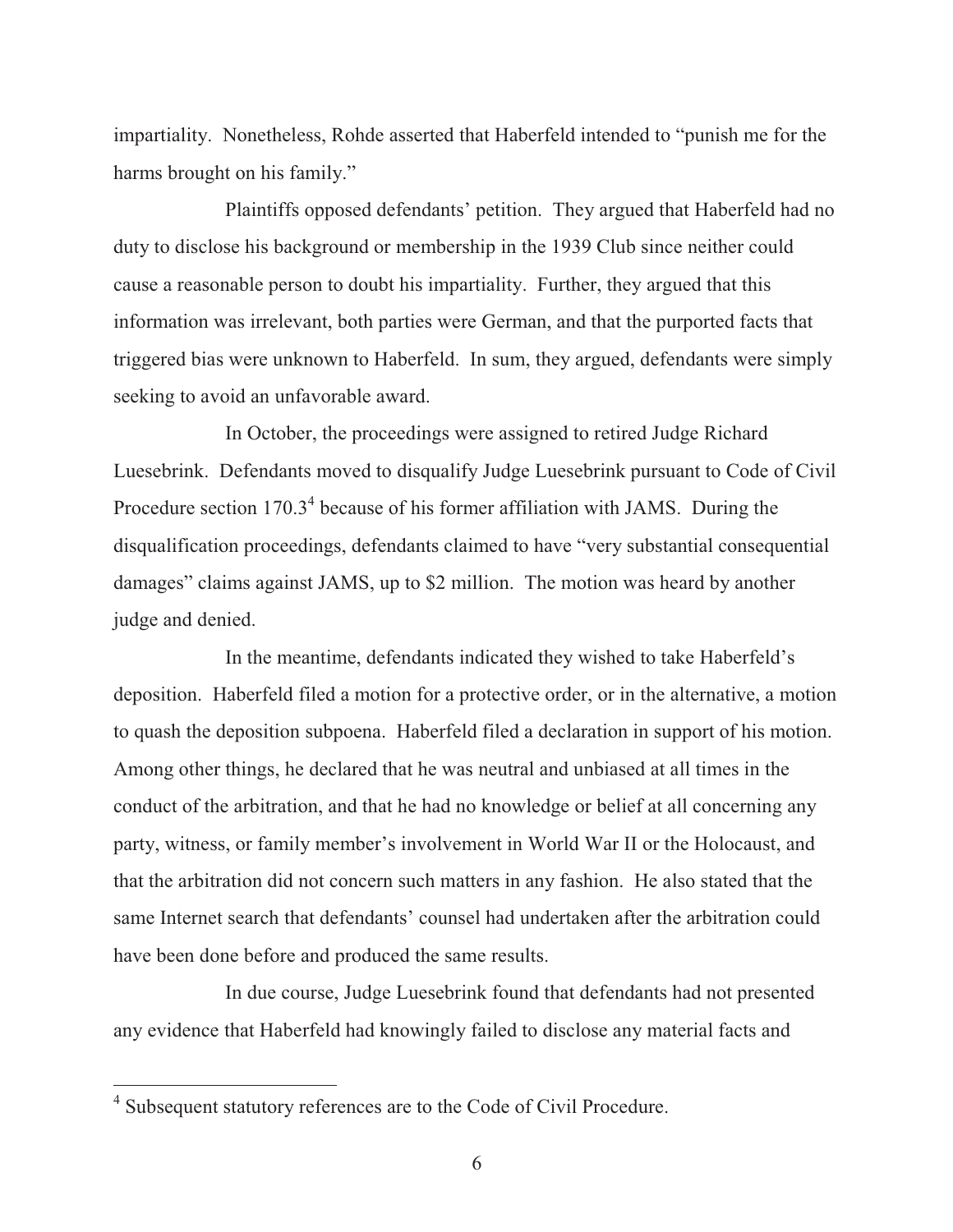impartiality. Nonetheless, Rohde asserted that Haberfeld intended to "punish me for the harms brought on his family."

Plaintiffs opposed defendants' petition. They argued that Haberfeld had no duty to disclose his background or membership in the 1939 Club since neither could cause a reasonable person to doubt his impartiality. Further, they argued that this information was irrelevant, both parties were German, and that the purported facts that triggered bias were unknown to Haberfeld. In sum, they argued, defendants were simply seeking to avoid an unfavorable award.

In October, the proceedings were assigned to retired Judge Richard Luesebrink. Defendants moved to disqualify Judge Luesebrink pursuant to Code of Civil Procedure section 170.3[4] because of his former affiliation with JAMS. During the disqualification proceedings, defendants claimed to have "very substantial consequential damages" claims against JAMS, up to $2 million. The motion was heard by another judge and denied.

In the meantime, defendants indicated they wished to take Haberfeld's deposition. Haberfeld filed a motion for a protective order, or in the alternative, a motion to quash the deposition subpoena. Haberfeld filed a declaration in support of his motion. Among other things, he declared that he was neutral and unbiased at all times in the conduct of the arbitration, and that he had no knowledge or belief at all concerning any party, witness, or family member's involvement in World War II or the Holocaust, and that the arbitration did not concern such matters in any fashion. He also stated that the same Internet search that defendants' counsel had undertaken after the arbitration could have been done before and produced the same results.

In due course, Judge Luesebrink found that defendants had not presented any evidence that Haberfeld had knowingly failed to disclose any material facts and

---

[4] Subsequent statutory references are to the Code of Civil Procedure.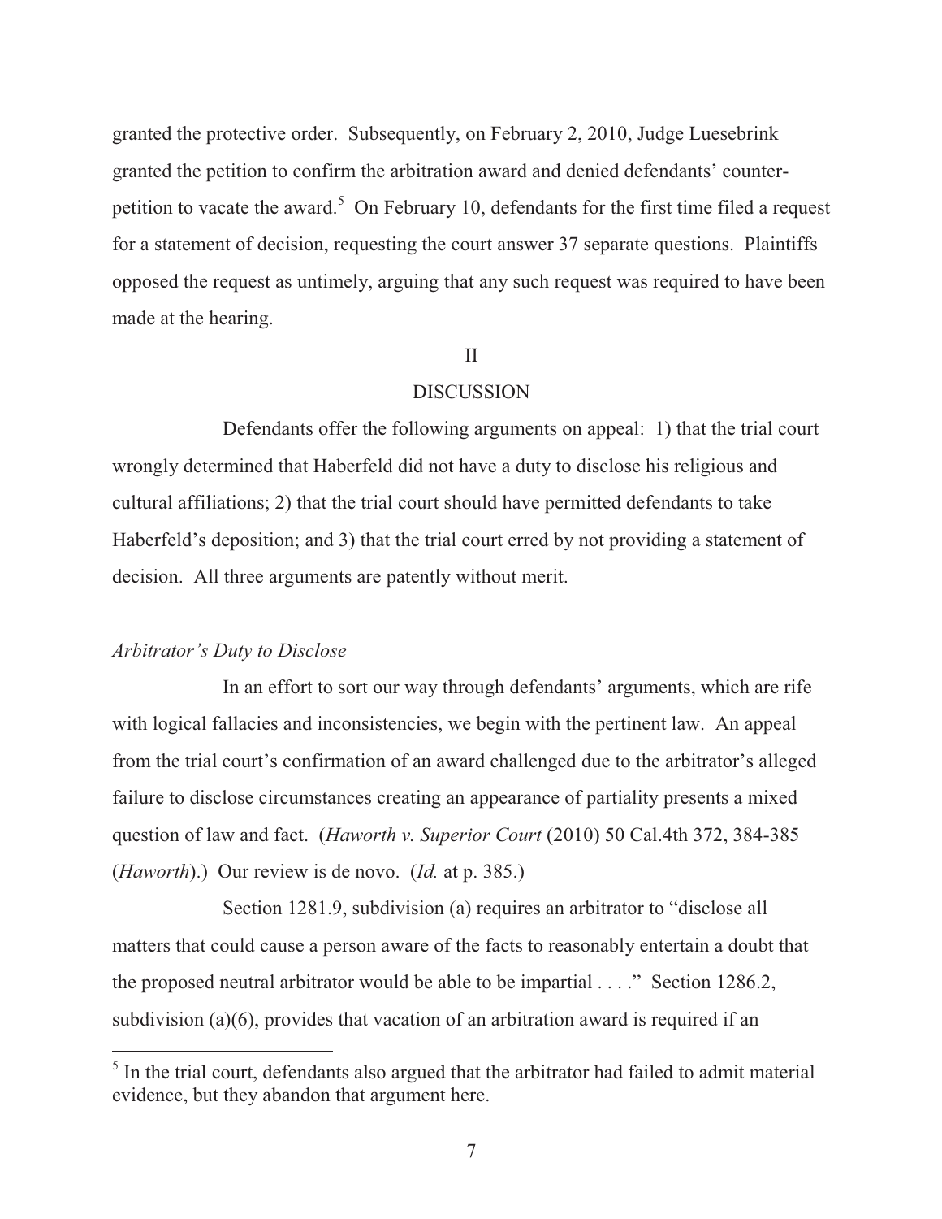granted the protective order. Subsequently, on February 2, 2010, Judge Luesebrink granted the petition to confirm the arbitration award and denied defendants' counter-petition to vacate the award.[5] On February 10, defendants for the first time filed a request for a statement of decision, requesting the court answer 37 separate questions. Plaintiffs opposed the request as untimely, arguing that any such request was required to have been made at the hearing.

## II

## DISCUSSION

Defendants offer the following arguments on appeal: 1) that the trial court wrongly determined that Haberfeld did not have a duty to disclose his religious and cultural affiliations; 2) that the trial court should have permitted defendants to take Haberfeld's deposition; and 3) that the trial court erred by not providing a statement of decision. All three arguments are patently without merit.

### *Arbitrator's Duty to Disclose*

In an effort to sort our way through defendants' arguments, which are rife with logical fallacies and inconsistencies, we begin with the pertinent law. An appeal from the trial court's confirmation of an award challenged due to the arbitrator's alleged failure to disclose circumstances creating an appearance of partiality presents a mixed question of law and fact. (*Haworth v. Superior Court* (2010) 50 Cal.4th 372, 384-385 (*Haworth*).) Our review is de novo. (*Id.* at p. 385.)

Section 1281.9, subdivision (a) requires an arbitrator to "disclose all matters that could cause a person aware of the facts to reasonably entertain a doubt that the proposed neutral arbitrator would be able to be impartial . . . ." Section 1286.2, subdivision (a)(6), provides that vacation of an arbitration award is required if an

---

[5] In the trial court, defendants also argued that the arbitrator had failed to admit material evidence, but they abandon that argument here.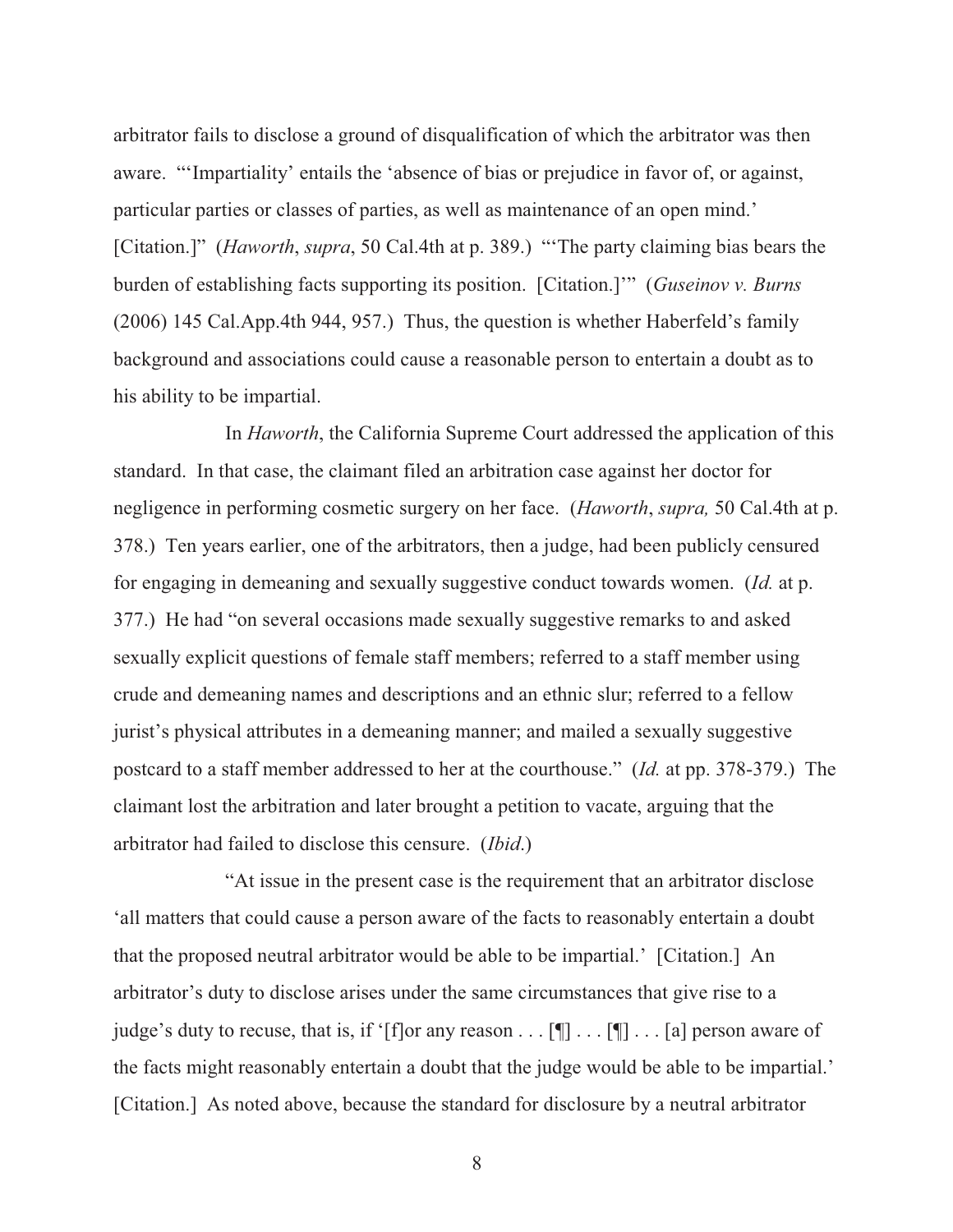arbitrator fails to disclose a ground of disqualification of which the arbitrator was then aware. "'Impartiality' entails the 'absence of bias or prejudice in favor of, or against, particular parties or classes of parties, as well as maintenance of an open mind.' [Citation.]" (*Haworth*, *supra*, 50 Cal.4th at p. 389.) "'The party claiming bias bears the burden of establishing facts supporting its position. [Citation.]'" (*Guseinov v. Burns* (2006) 145 Cal.App.4th 944, 957.) Thus, the question is whether Haberfeld's family background and associations could cause a reasonable person to entertain a doubt as to his ability to be impartial.

In *Haworth*, the California Supreme Court addressed the application of this standard. In that case, the claimant filed an arbitration case against her doctor for negligence in performing cosmetic surgery on her face. (*Haworth*, *supra,* 50 Cal.4th at p. 378.) Ten years earlier, one of the arbitrators, then a judge, had been publicly censured for engaging in demeaning and sexually suggestive conduct towards women. (*Id.* at p. 377.) He had "on several occasions made sexually suggestive remarks to and asked sexually explicit questions of female staff members; referred to a staff member using crude and demeaning names and descriptions and an ethnic slur; referred to a fellow jurist's physical attributes in a demeaning manner; and mailed a sexually suggestive postcard to a staff member addressed to her at the courthouse." (*Id.* at pp. 378-379.) The claimant lost the arbitration and later brought a petition to vacate, arguing that the arbitrator had failed to disclose this censure. (*Ibid*.)

"At issue in the present case is the requirement that an arbitrator disclose 'all matters that could cause a person aware of the facts to reasonably entertain a doubt that the proposed neutral arbitrator would be able to be impartial.' [Citation.] An arbitrator's duty to disclose arises under the same circumstances that give rise to a judge's duty to recuse, that is, if '[f]or any reason . . . [¶] . . . [¶] . . . [a] person aware of the facts might reasonably entertain a doubt that the judge would be able to be impartial.' [Citation.] As noted above, because the standard for disclosure by a neutral arbitrator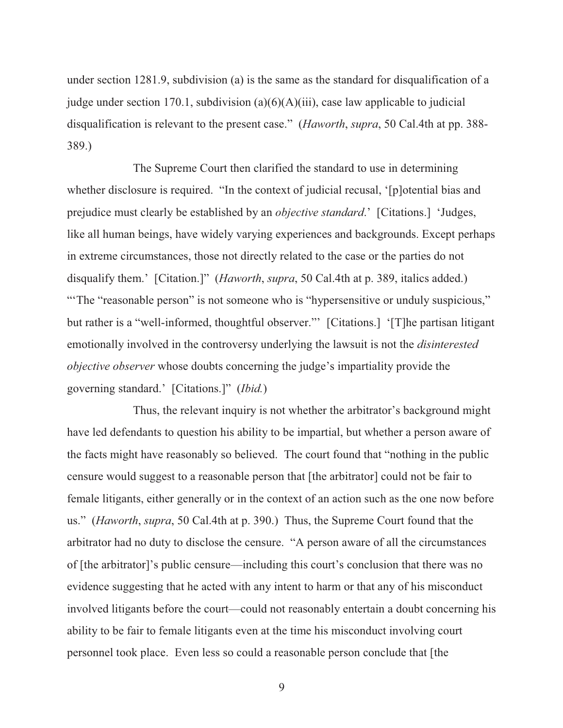under section 1281.9, subdivision (a) is the same as the standard for disqualification of a judge under section 170.1, subdivision (a)(6)(A)(iii), case law applicable to judicial disqualification is relevant to the present case." (*Haworth*, *supra*, 50 Cal.4th at pp. 388-389.)

The Supreme Court then clarified the standard to use in determining whether disclosure is required. "In the context of judicial recusal, '[p]otential bias and prejudice must clearly be established by an *objective standard*.' [Citations.] 'Judges, like all human beings, have widely varying experiences and backgrounds. Except perhaps in extreme circumstances, those not directly related to the case or the parties do not disqualify them.' [Citation.]" (*Haworth*, *supra*, 50 Cal.4th at p. 389, italics added.) "'The "reasonable person" is not someone who is "hypersensitive or unduly suspicious," but rather is a "well-informed, thoughtful observer."' [Citations.] '[T]he partisan litigant emotionally involved in the controversy underlying the lawsuit is not the *disinterested objective observer* whose doubts concerning the judge's impartiality provide the governing standard.' [Citations.]" (*Ibid.*)

Thus, the relevant inquiry is not whether the arbitrator's background might have led defendants to question his ability to be impartial, but whether a person aware of the facts might have reasonably so believed. The court found that "nothing in the public censure would suggest to a reasonable person that [the arbitrator] could not be fair to female litigants, either generally or in the context of an action such as the one now before us." (*Haworth*, *supra*, 50 Cal.4th at p. 390.) Thus, the Supreme Court found that the arbitrator had no duty to disclose the censure. "A person aware of all the circumstances of [the arbitrator]'s public censure—including this court's conclusion that there was no evidence suggesting that he acted with any intent to harm or that any of his misconduct involved litigants before the court—could not reasonably entertain a doubt concerning his ability to be fair to female litigants even at the time his misconduct involving court personnel took place. Even less so could a reasonable person conclude that [the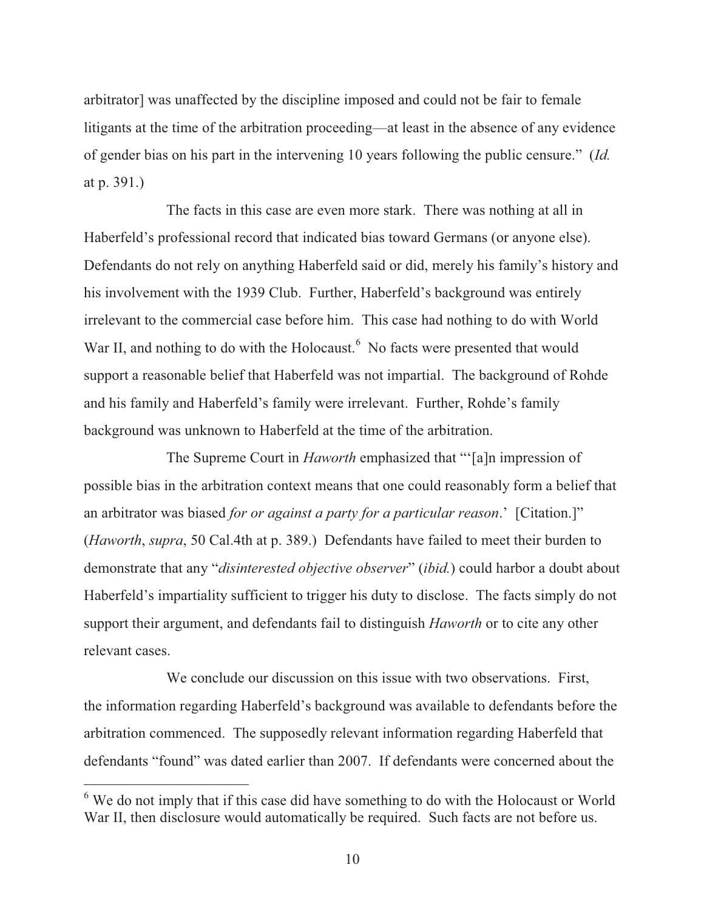arbitrator] was unaffected by the discipline imposed and could not be fair to female litigants at the time of the arbitration proceeding—at least in the absence of any evidence of gender bias on his part in the intervening 10 years following the public censure." (*Id.* at p. 391.)

The facts in this case are even more stark. There was nothing at all in Haberfeld's professional record that indicated bias toward Germans (or anyone else). Defendants do not rely on anything Haberfeld said or did, merely his family's history and his involvement with the 1939 Club. Further, Haberfeld's background was entirely irrelevant to the commercial case before him. This case had nothing to do with World War II, and nothing to do with the Holocaust.[6] No facts were presented that would support a reasonable belief that Haberfeld was not impartial. The background of Rohde and his family and Haberfeld's family were irrelevant. Further, Rohde's family background was unknown to Haberfeld at the time of the arbitration.

The Supreme Court in *Haworth* emphasized that "'[a]n impression of possible bias in the arbitration context means that one could reasonably form a belief that an arbitrator was biased *for or against a party for a particular reason*.' [Citation.]" (*Haworth*, *supra*, 50 Cal.4th at p. 389.) Defendants have failed to meet their burden to demonstrate that any "*disinterested objective observer*" (*ibid.*) could harbor a doubt about Haberfeld's impartiality sufficient to trigger his duty to disclose. The facts simply do not support their argument, and defendants fail to distinguish *Haworth* or to cite any other relevant cases.

We conclude our discussion on this issue with two observations. First, the information regarding Haberfeld's background was available to defendants before the arbitration commenced. The supposedly relevant information regarding Haberfeld that defendants "found" was dated earlier than 2007. If defendants were concerned about the

---

[6] We do not imply that if this case did have something to do with the Holocaust or World War II, then disclosure would automatically be required. Such facts are not before us.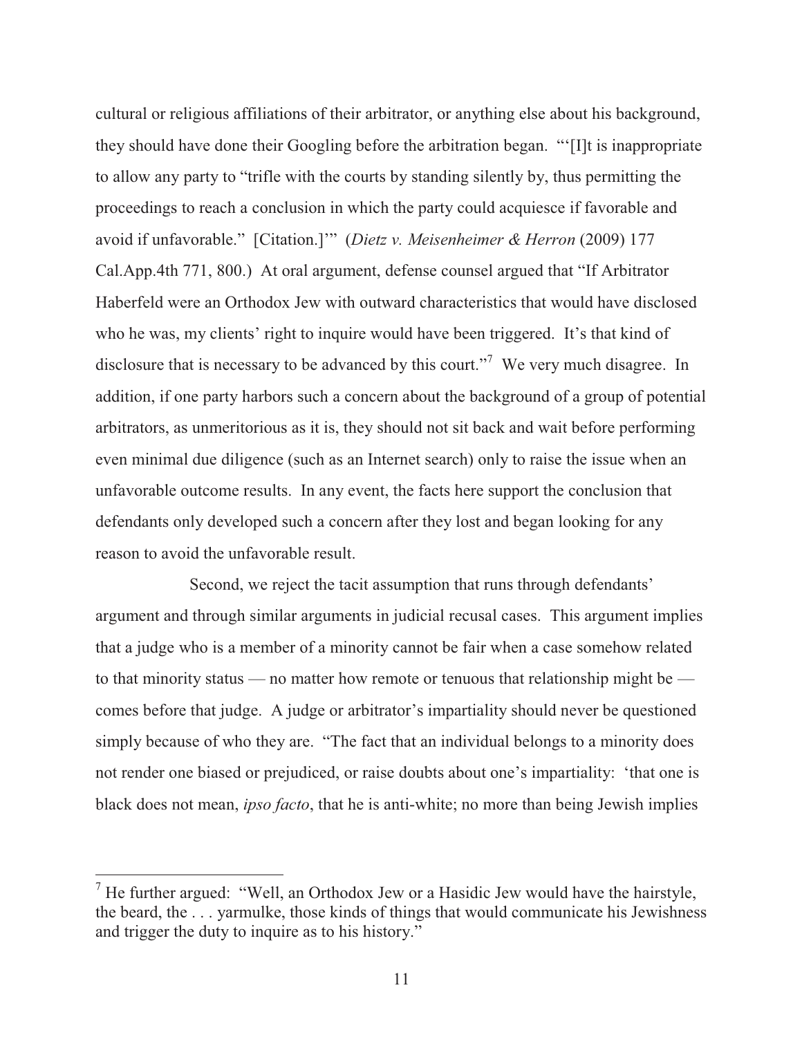cultural or religious affiliations of their arbitrator, or anything else about his background, they should have done their Googling before the arbitration began. "'[I]t is inappropriate to allow any party to "trifle with the courts by standing silently by, thus permitting the proceedings to reach a conclusion in which the party could acquiesce if favorable and avoid if unfavorable." [Citation.]'" (*Dietz v. Meisenheimer & Herron* (2009) 177 Cal.App.4th 771, 800.) At oral argument, defense counsel argued that "If Arbitrator Haberfeld were an Orthodox Jew with outward characteristics that would have disclosed who he was, my clients' right to inquire would have been triggered. It's that kind of disclosure that is necessary to be advanced by this court."[7] We very much disagree. In addition, if one party harbors such a concern about the background of a group of potential arbitrators, as unmeritorious as it is, they should not sit back and wait before performing even minimal due diligence (such as an Internet search) only to raise the issue when an unfavorable outcome results. In any event, the facts here support the conclusion that defendants only developed such a concern after they lost and began looking for any reason to avoid the unfavorable result.

Second, we reject the tacit assumption that runs through defendants' argument and through similar arguments in judicial recusal cases. This argument implies that a judge who is a member of a minority cannot be fair when a case somehow related to that minority status — no matter how remote or tenuous that relationship might be — comes before that judge. A judge or arbitrator's impartiality should never be questioned simply because of who they are. "The fact that an individual belongs to a minority does not render one biased or prejudiced, or raise doubts about one's impartiality: 'that one is black does not mean, *ipso facto*, that he is anti-white; no more than being Jewish implies

---

[7] He further argued: "Well, an Orthodox Jew or a Hasidic Jew would have the hairstyle, the beard, the . . . yarmulke, those kinds of things that would communicate his Jewishness and trigger the duty to inquire as to his history."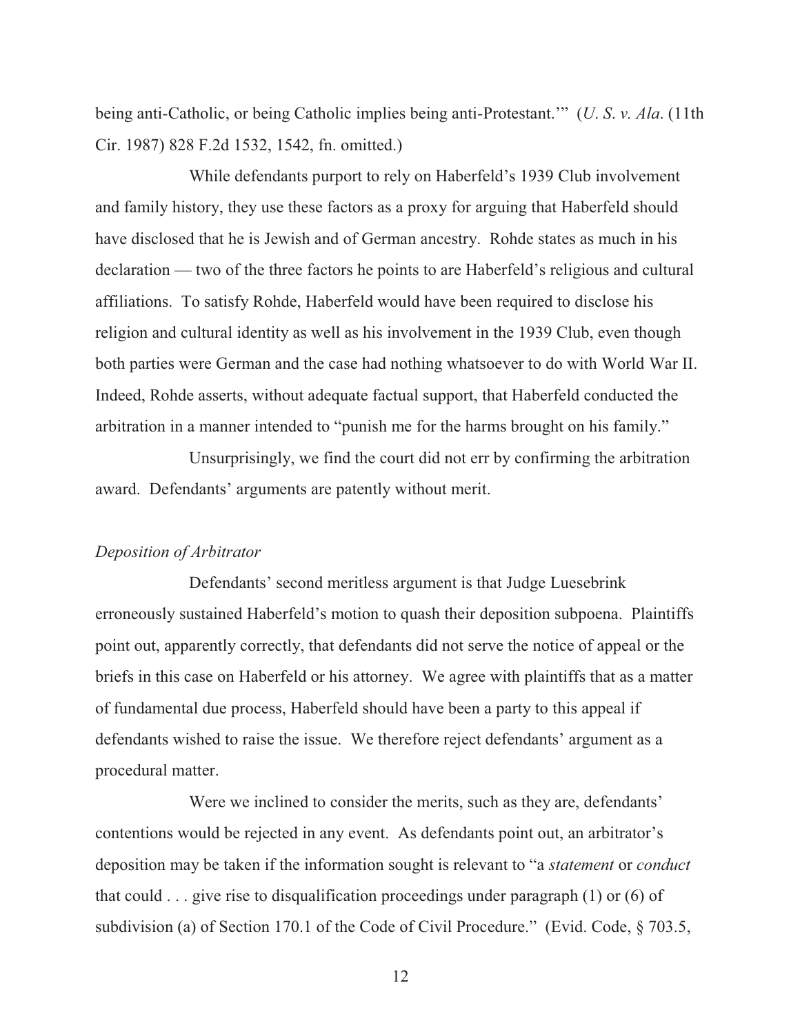being anti-Catholic, or being Catholic implies being anti-Protestant.'" (*U. S. v. Ala*. (11th Cir. 1987) 828 F.2d 1532, 1542, fn. omitted.)

While defendants purport to rely on Haberfeld's 1939 Club involvement and family history, they use these factors as a proxy for arguing that Haberfeld should have disclosed that he is Jewish and of German ancestry. Rohde states as much in his declaration — two of the three factors he points to are Haberfeld's religious and cultural affiliations. To satisfy Rohde, Haberfeld would have been required to disclose his religion and cultural identity as well as his involvement in the 1939 Club, even though both parties were German and the case had nothing whatsoever to do with World War II. Indeed, Rohde asserts, without adequate factual support, that Haberfeld conducted the arbitration in a manner intended to "punish me for the harms brought on his family."

Unsurprisingly, we find the court did not err by confirming the arbitration award. Defendants' arguments are patently without merit.

*Deposition of Arbitrator*

Defendants' second meritless argument is that Judge Luesebrink erroneously sustained Haberfeld's motion to quash their deposition subpoena. Plaintiffs point out, apparently correctly, that defendants did not serve the notice of appeal or the briefs in this case on Haberfeld or his attorney. We agree with plaintiffs that as a matter of fundamental due process, Haberfeld should have been a party to this appeal if defendants wished to raise the issue. We therefore reject defendants' argument as a procedural matter.

Were we inclined to consider the merits, such as they are, defendants' contentions would be rejected in any event. As defendants point out, an arbitrator's deposition may be taken if the information sought is relevant to "a *statement* or *conduct* that could . . . give rise to disqualification proceedings under paragraph (1) or (6) of subdivision (a) of Section 170.1 of the Code of Civil Procedure." (Evid. Code, § 703.5,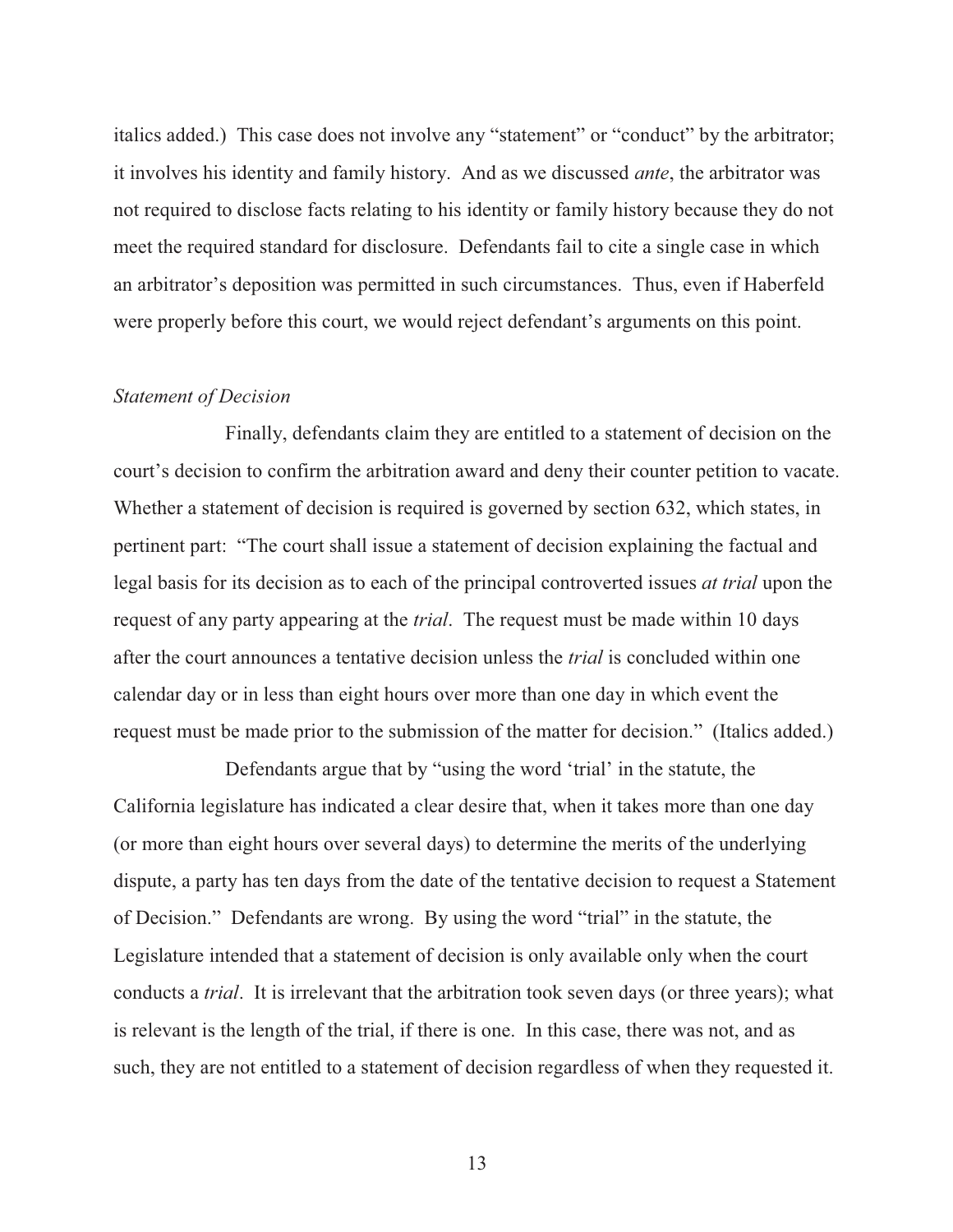italics added.) This case does not involve any "statement" or "conduct" by the arbitrator; it involves his identity and family history. And as we discussed *ante*, the arbitrator was not required to disclose facts relating to his identity or family history because they do not meet the required standard for disclosure. Defendants fail to cite a single case in which an arbitrator's deposition was permitted in such circumstances. Thus, even if Haberfeld were properly before this court, we would reject defendant's arguments on this point.

*Statement of Decision*

Finally, defendants claim they are entitled to a statement of decision on the court's decision to confirm the arbitration award and deny their counter petition to vacate. Whether a statement of decision is required is governed by section 632, which states, in pertinent part: "The court shall issue a statement of decision explaining the factual and legal basis for its decision as to each of the principal controverted issues *at trial* upon the request of any party appearing at the *trial*. The request must be made within 10 days after the court announces a tentative decision unless the *trial* is concluded within one calendar day or in less than eight hours over more than one day in which event the request must be made prior to the submission of the matter for decision." (Italics added.)

Defendants argue that by "using the word 'trial' in the statute, the California legislature has indicated a clear desire that, when it takes more than one day (or more than eight hours over several days) to determine the merits of the underlying dispute, a party has ten days from the date of the tentative decision to request a Statement of Decision." Defendants are wrong. By using the word "trial" in the statute, the Legislature intended that a statement of decision is only available only when the court conducts a *trial*. It is irrelevant that the arbitration took seven days (or three years); what is relevant is the length of the trial, if there is one. In this case, there was not, and as such, they are not entitled to a statement of decision regardless of when they requested it.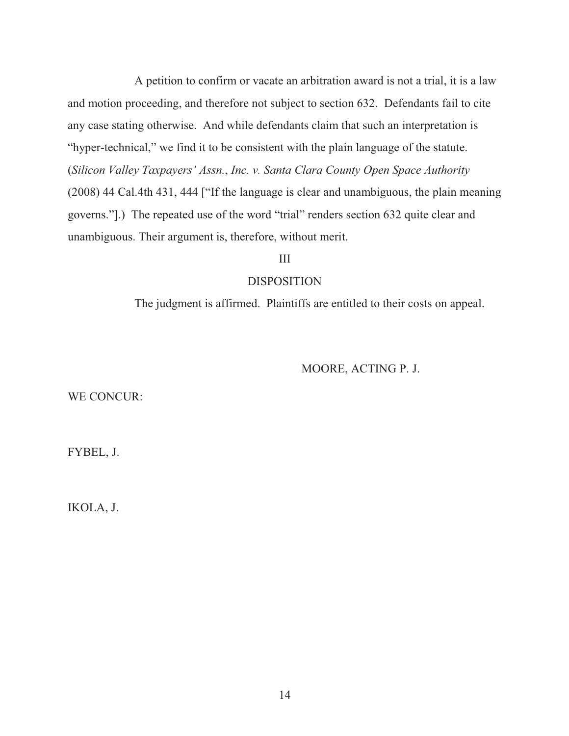A petition to confirm or vacate an arbitration award is not a trial, it is a law and motion proceeding, and therefore not subject to section 632. Defendants fail to cite any case stating otherwise. And while defendants claim that such an interpretation is "hyper-technical," we find it to be consistent with the plain language of the statute. (*Silicon Valley Taxpayers' Assn.*, *Inc. v. Santa Clara County Open Space Authority* (2008) 44 Cal.4th 431, 444 ["If the language is clear and unambiguous, the plain meaning governs."].) The repeated use of the word "trial" renders section 632 quite clear and unambiguous. Their argument is, therefore, without merit.

III

DISPOSITION

The judgment is affirmed. Plaintiffs are entitled to their costs on appeal.

MOORE, ACTING P. J.

WE CONCUR:

FYBEL, J.

IKOLA, J.